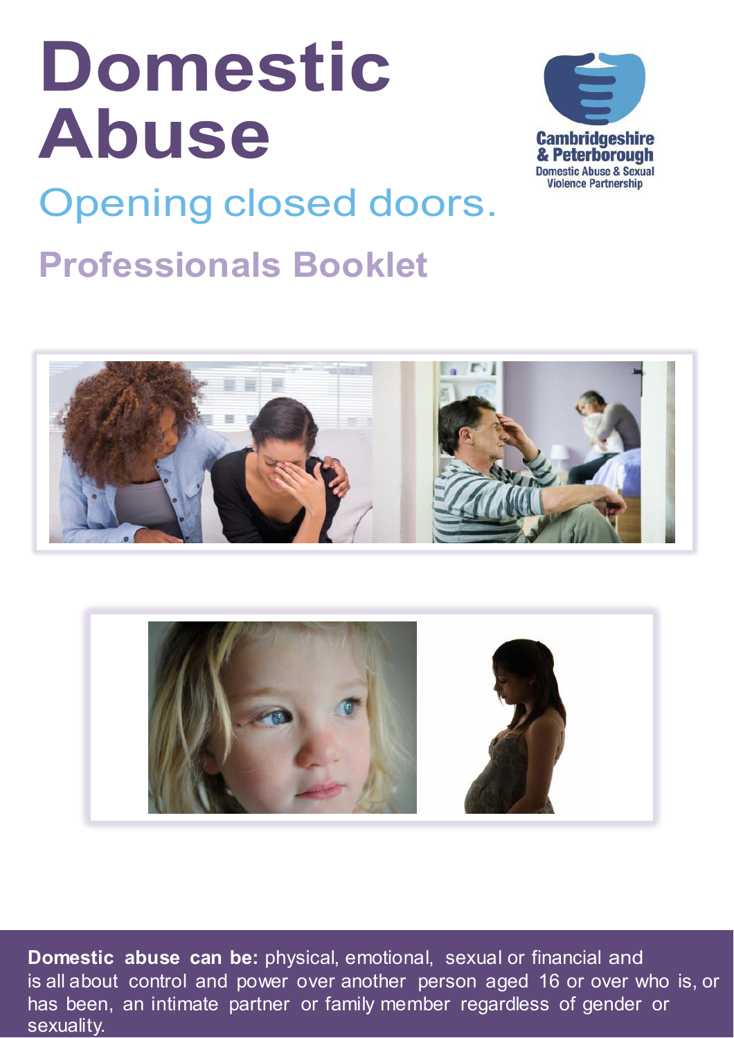# Domestic Abuse

## Opening closed doors.

Cambridgeshire & Peterborough
Domestic Abuse & Sexual Violence Partnership

## Professionals Booklet

**Domestic abuse can be:** physical, emotional, sexual or financial and is all about control and power over another person aged 16 or over who is, or has been, an intimate partner or family member regardless of gender or sexuality.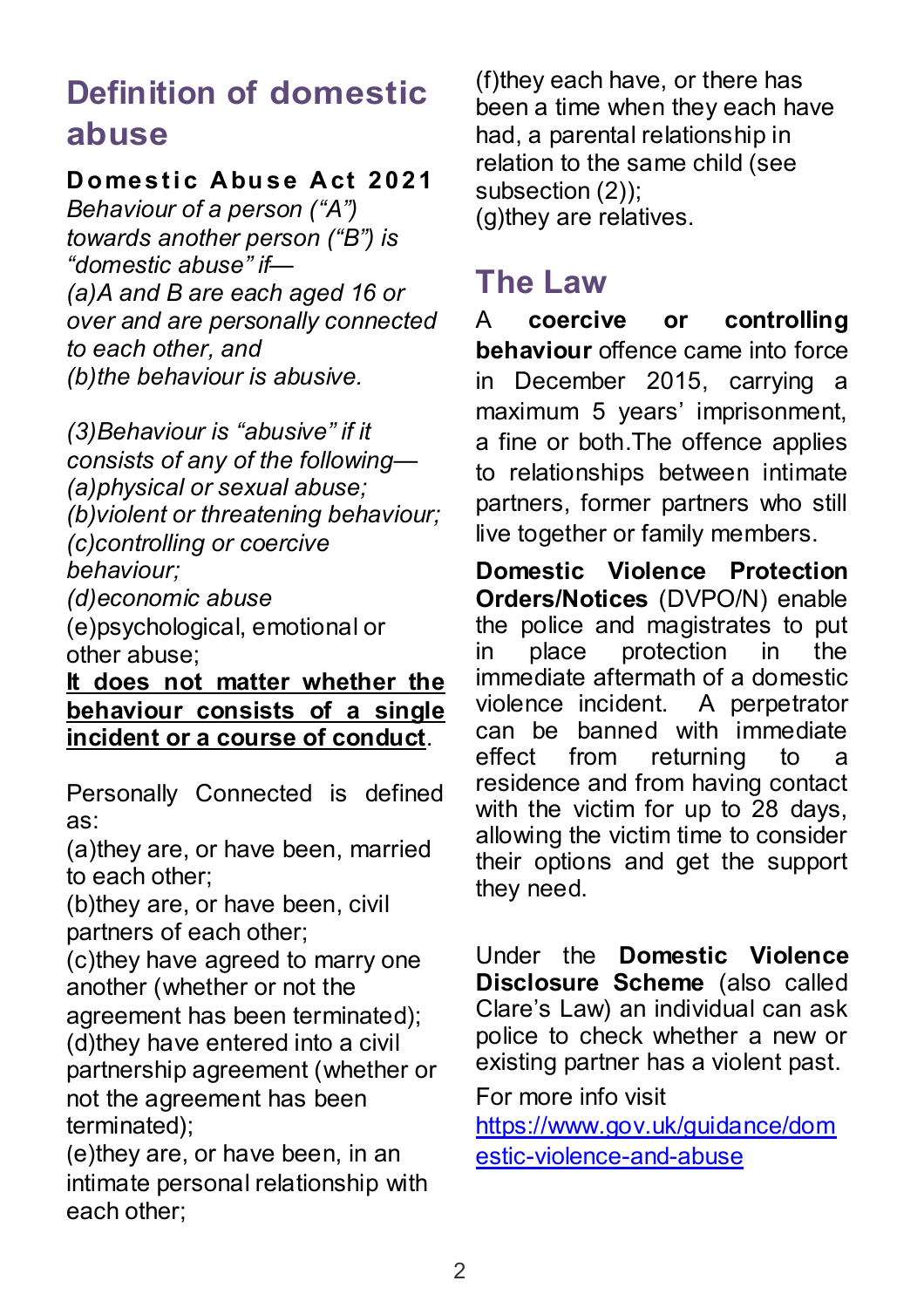# Definition of domestic abuse

**Domestic Abuse Act 2021**

*Behaviour of a person ("A") towards another person ("B") is "domestic abuse" if—*
*(a)A and B are each aged 16 or over and are personally connected to each other, and*
*(b)the behaviour is abusive.*

*(3)Behaviour is "abusive" if it consists of any of the following—*
*(a)physical or sexual abuse;*
*(b)violent or threatening behaviour;*
*(c)controlling or coercive behaviour;*
*(d)economic abuse*
(e)psychological, emotional or other abuse;

**It does not matter whether the behaviour consists of a single incident or a course of conduct**.

Personally Connected is defined as:
(a)they are, or have been, married to each other;
(b)they are, or have been, civil partners of each other;
(c)they have agreed to marry one another (whether or not the agreement has been terminated);
(d)they have entered into a civil partnership agreement (whether or not the agreement has been terminated);
(e)they are, or have been, in an intimate personal relationship with each other;
(f)they each have, or there has been a time when they each have had, a parental relationship in relation to the same child (see subsection (2));
(g)they are relatives.

# The Law

A **coercive or controlling behaviour** offence came into force in December 2015, carrying a maximum 5 years' imprisonment, a fine or both.The offence applies to relationships between intimate partners, former partners who still live together or family members.

**Domestic Violence Protection Orders/Notices** (DVPO/N) enable the police and magistrates to put in place protection in the immediate aftermath of a domestic violence incident. A perpetrator can be banned with immediate effect from returning to a residence and from having contact with the victim for up to 28 days, allowing the victim time to consider their options and get the support they need.

Under the **Domestic Violence Disclosure Scheme** (also called Clare's Law) an individual can ask police to check whether a new or existing partner has a violent past.

For more info visit
[https://www.gov.uk/guidance/domestic-violence-and-abuse](https://www.gov.uk/guidance/domestic-violence-and-abuse)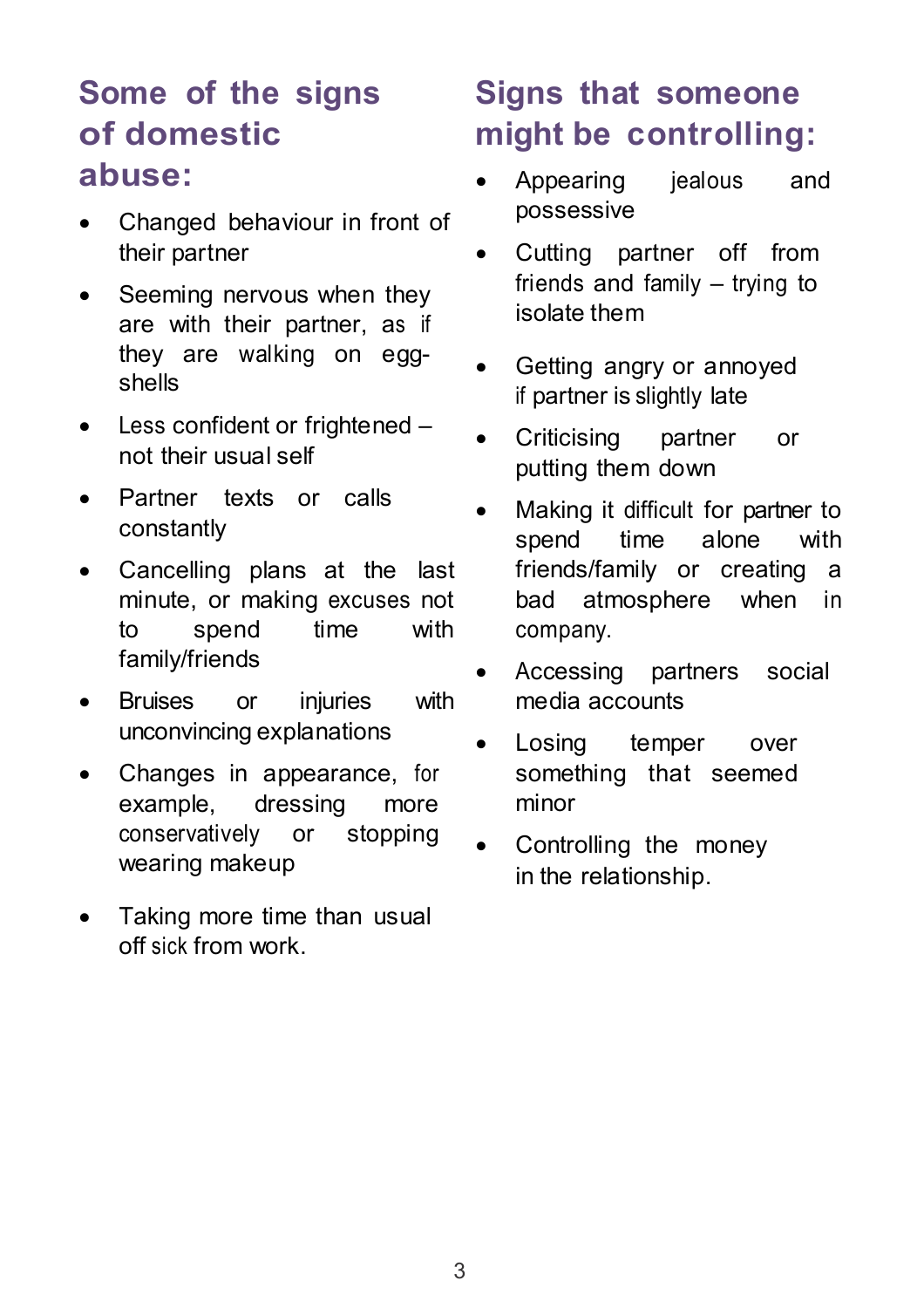## Some of the signs of domestic abuse:

- Changed behaviour in front of their partner
- Seeming nervous when they are with their partner, as if they are walking on egg-shells
- Less confident or frightened – not their usual self
- Partner texts or calls constantly
- Cancelling plans at the last minute, or making excuses not to spend time with family/friends
- Bruises or injuries with unconvincing explanations
- Changes in appearance, for example, dressing more conservatively or stopping wearing makeup
- Taking more time than usual off sick from work.

## Signs that someone might be controlling:

- Appearing jealous and possessive
- Cutting partner off from friends and family – trying to isolate them
- Getting angry or annoyed if partner is slightly late
- Criticising partner or putting them down
- Making it difficult for partner to spend time alone with friends/family or creating a bad atmosphere when in company.
- Accessing partners social media accounts
- Losing temper over something that seemed minor
- Controlling the money in the relationship.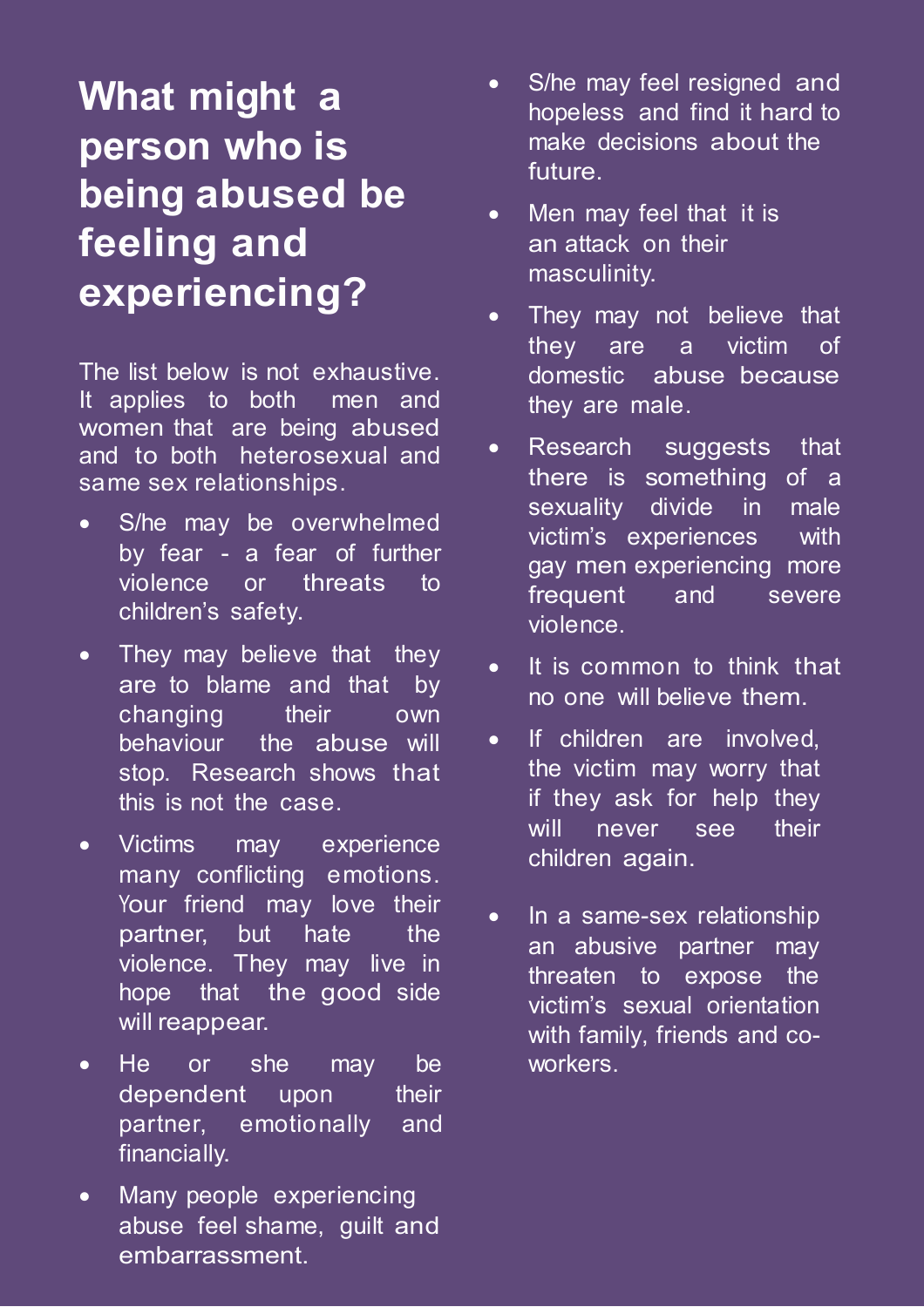# What might a person who is being abused be feeling and experiencing?

The list below is not exhaustive. It applies to both men and women that are being abused and to both heterosexual and same sex relationships.

- S/he may be overwhelmed by fear - a fear of further violence or threats to children's safety.
- They may believe that they are to blame and that by changing their own behaviour the abuse will stop. Research shows that this is not the case.
- Victims may experience many conflicting emotions. Your friend may love their partner, but hate the violence. They may live in hope that the good side will reappear.
- He or she may be dependent upon their partner, emotionally and financially.
- Many people experiencing abuse feel shame, guilt and embarrassment.
- S/he may feel resigned and hopeless and find it hard to make decisions about the future.
- Men may feel that it is an attack on their masculinity.
- They may not believe that they are a victim of domestic abuse because they are male.
- Research suggests that there is something of a sexuality divide in male victim's experiences with gay men experiencing more frequent and severe violence.
- It is common to think that no one will believe them.
- If children are involved, the victim may worry that if they ask for help they will never see their children again.
- In a same-sex relationship an abusive partner may threaten to expose the victim's sexual orientation with family, friends and co-workers.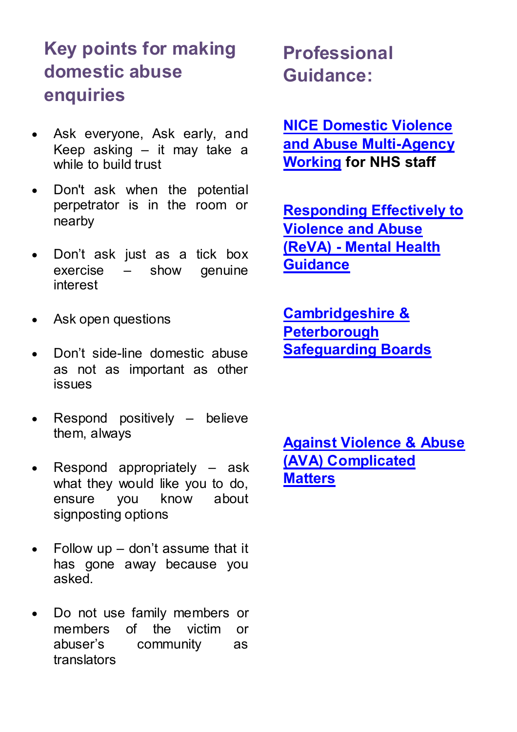## Key points for making domestic abuse enquiries

- Ask everyone, Ask early, and Keep asking – it may take a while to build trust
- Don't ask when the potential perpetrator is in the room or nearby
- Don't ask just as a tick box exercise – show genuine interest
- Ask open questions
- Don't side-line domestic abuse as not as important as other issues
- Respond positively – believe them, always
- Respond appropriately – ask what they would like you to do, ensure you know about signposting options
- Follow up – don't assume that it has gone away because you asked.
- Do not use family members or members of the victim or abuser's community as translators

## Professional Guidance:

**NICE Domestic Violence and Abuse Multi-Agency Working for NHS staff**

**Responding Effectively to Violence and Abuse (ReVA) - Mental Health Guidance**

**Cambridgeshire & Peterborough Safeguarding Boards**

**Against Violence & Abuse (AVA) Complicated Matters**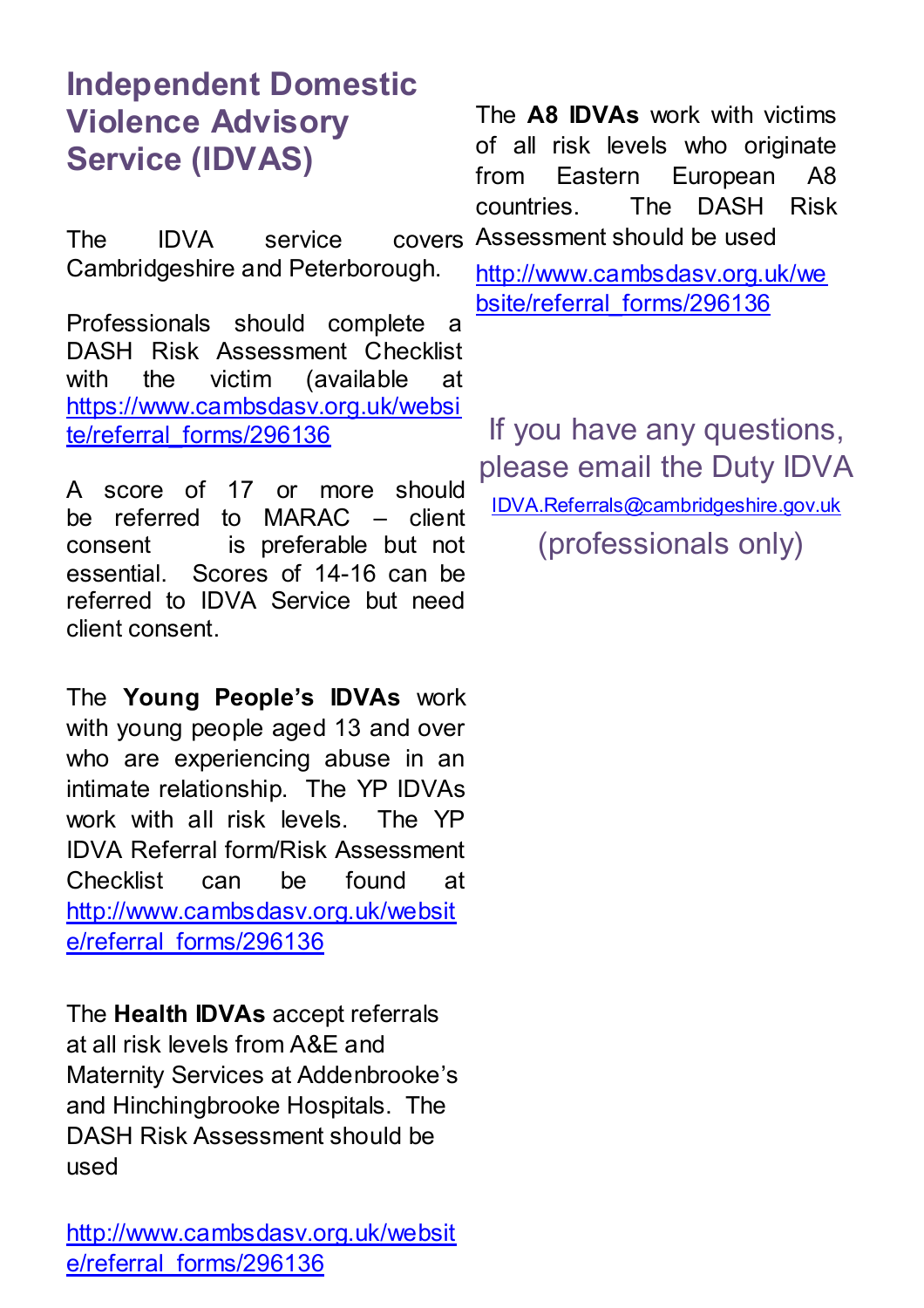# Independent Domestic Violence Advisory Service (IDVAS)

The IDVA service covers Cambridgeshire and Peterborough.

Professionals should complete a DASH Risk Assessment Checklist with the victim (available at https://www.cambsdasv.org.uk/website/referral_forms/296136

A score of 17 or more should be referred to MARAC – client consent is preferable but not essential. Scores of 14-16 can be referred to IDVA Service but need client consent.

The **Young People's IDVAs** work with young people aged 13 and over who are experiencing abuse in an intimate relationship. The YP IDVAs work with all risk levels. The YP IDVA Referral form/Risk Assessment Checklist can be found at http://www.cambsdasv.org.uk/website/referral_forms/296136

The **Health IDVAs** accept referrals at all risk levels from A&E and Maternity Services at Addenbrooke's and Hinchingbrooke Hospitals. The DASH Risk Assessment should be used

http://www.cambsdasv.org.uk/website/referral_forms/296136

The **A8 IDVAs** work with victims of all risk levels who originate from Eastern European A8 countries. The DASH Risk Assessment should be used

http://www.cambsdasv.org.uk/website/referral_forms/296136

If you have any questions, please email the Duty IDVA

IDVA.Referrals@cambridgeshire.gov.uk

(professionals only)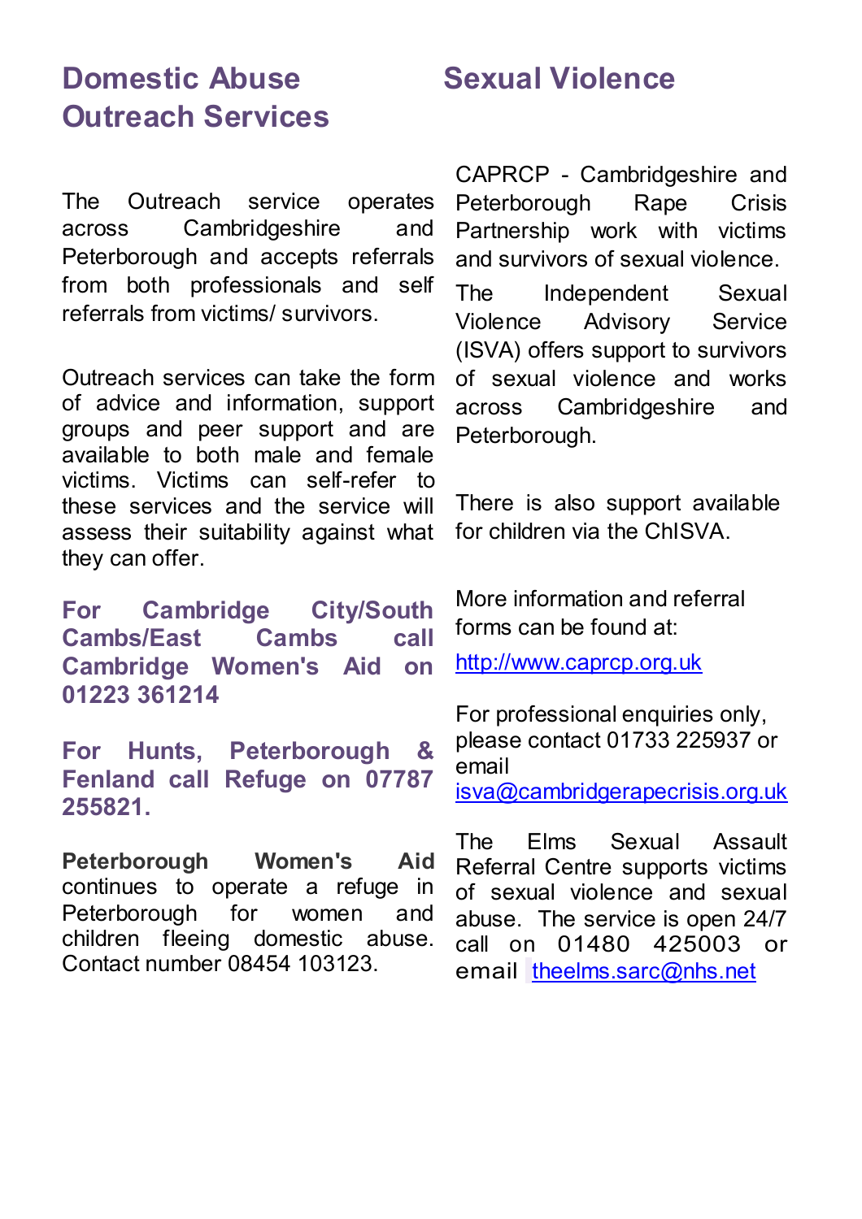## Domestic Abuse Outreach Services

The Outreach service operates across Cambridgeshire and Peterborough and accepts referrals from both professionals and self referrals from victims/ survivors.

Outreach services can take the form of advice and information, support groups and peer support and are available to both male and female victims. Victims can self-refer to these services and the service will assess their suitability against what they can offer.

**For Cambridge City/South Cambs/East Cambs call Cambridge Women's Aid on 01223 361214**

**For Hunts, Peterborough & Fenland call Refuge on 07787 255821.**

**Peterborough Women's Aid** continues to operate a refuge in Peterborough for women and children fleeing domestic abuse. Contact number 08454 103123.

## Sexual Violence

CAPRCP - Cambridgeshire and Peterborough Rape Crisis Partnership work with victims and survivors of sexual violence.

The Independent Sexual Violence Advisory Service (ISVA) offers support to survivors of sexual violence and works across Cambridgeshire and Peterborough.

There is also support available for children via the ChISVA.

More information and referral forms can be found at:

http://www.caprcp.org.uk

For professional enquiries only, please contact 01733 225937 or email isva@cambridgerapecrisis.org.uk

The Elms Sexual Assault Referral Centre supports victims of sexual violence and sexual abuse. The service is open 24/7 call on 01480 425003 or email theelms.sarc@nhs.net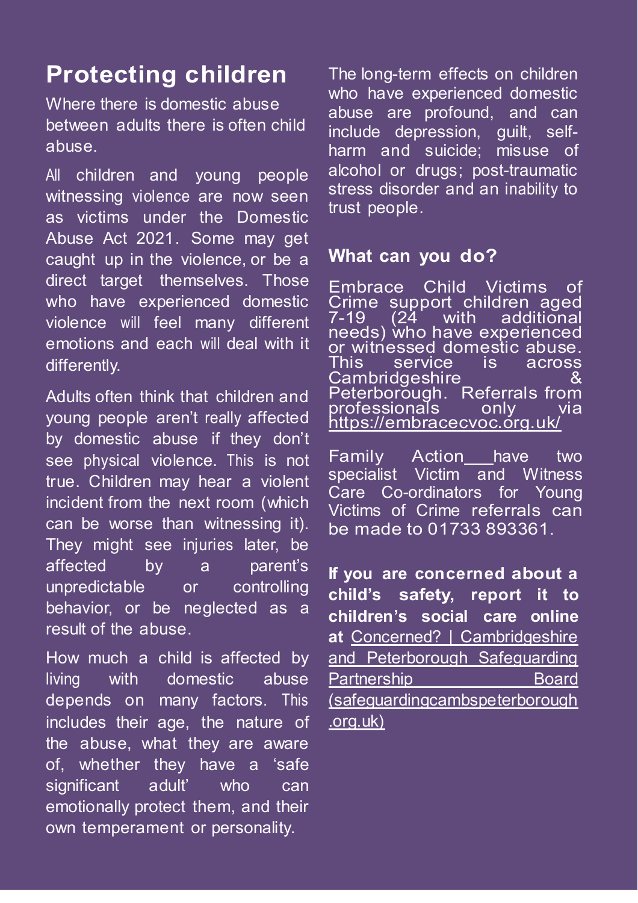# Protecting children

Where there is domestic abuse between adults there is often child abuse.

All children and young people witnessing violence are now seen as victims under the Domestic Abuse Act 2021. Some may get caught up in the violence, or be a direct target themselves. Those who have experienced domestic violence will feel many different emotions and each will deal with it differently.

Adults often think that children and young people aren't really affected by domestic abuse if they don't see physical violence. This is not true. Children may hear a violent incident from the next room (which can be worse than witnessing it). They might see injuries later, be affected by a parent's unpredictable or controlling behavior, or be neglected as a result of the abuse.

How much a child is affected by living with domestic abuse depends on many factors. This includes their age, the nature of the abuse, what they are aware of, whether they have a 'safe significant adult' who can emotionally protect them, and their own temperament or personality.

The long-term effects on children who have experienced domestic abuse are profound, and can include depression, guilt, self-harm and suicide; misuse of alcohol or drugs; post-traumatic stress disorder and an inability to trust people.

## What can you do?

Embrace Child Victims of Crime support children aged 7-19 (24 with additional needs) who have experienced or witnessed domestic abuse. This service is across Cambridgeshire & Peterborough. Referrals from professionals only via https://embracecvoc.org.uk/

Family Action have two specialist Victim and Witness Care Co-ordinators for Young Victims of Crime referrals can be made to 01733 893361.

**If you are concerned about a child's safety, report it to children's social care online at** Concerned? | Cambridgeshire and Peterborough Safeguarding Partnership Board (safeguardingcambspeterborough.org.uk)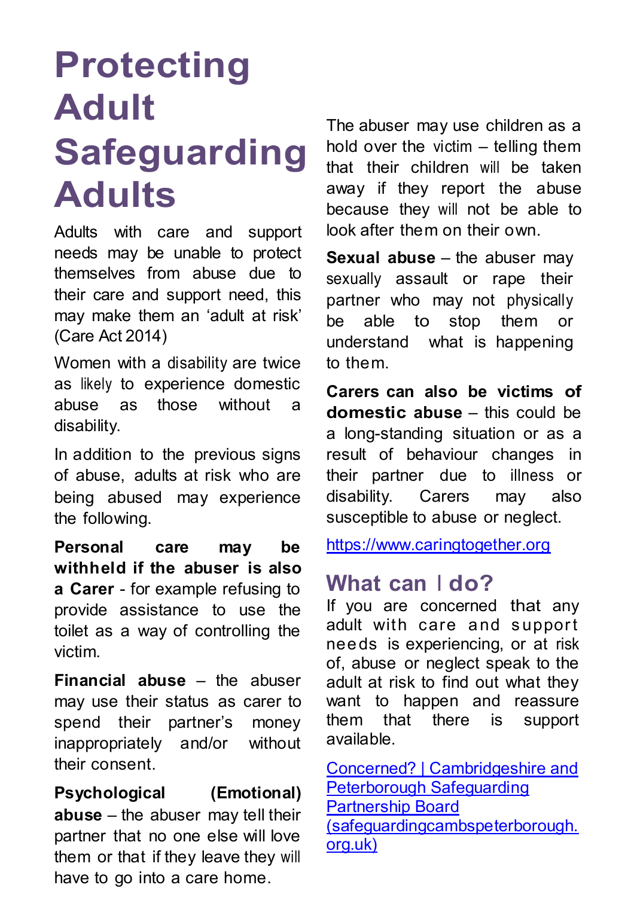# Protecting Adult Safeguarding Adults

Adults with care and support needs may be unable to protect themselves from abuse due to their care and support need, this may make them an 'adult at risk' (Care Act 2014)

Women with a disability are twice as likely to experience domestic abuse as those without a disability.

In addition to the previous signs of abuse, adults at risk who are being abused may experience the following.

**Personal care may be withheld if the abuser is also a Carer** - for example refusing to provide assistance to use the toilet as a way of controlling the victim.

**Financial abuse** – the abuser may use their status as carer to spend their partner's money inappropriately and/or without their consent.

**Psychological (Emotional) abuse** – the abuser may tell their partner that no one else will love them or that if they leave they will have to go into a care home.

The abuser may use children as a hold over the victim – telling them that their children will be taken away if they report the abuse because they will not be able to look after them on their own.

**Sexual abuse** – the abuser may sexually assault or rape their partner who may not physically be able to stop them or understand what is happening to them.

**Carers can also be victims of domestic abuse** – this could be a long-standing situation or as a result of behaviour changes in their partner due to illness or disability. Carers may also susceptible to abuse or neglect.

[https://www.caringtogether.org](https://www.caringtogether.org)

## What can I do?

If you are concerned that any adult with care and support needs is experiencing, or at risk of, abuse or neglect speak to the adult at risk to find out what they want to happen and reassure them that there is support available.

[Concerned? | Cambridgeshire and Peterborough Safeguarding Partnership Board (safeguardingcambspeterborough.org.uk)](https://safeguardingcambspeterborough.org.uk)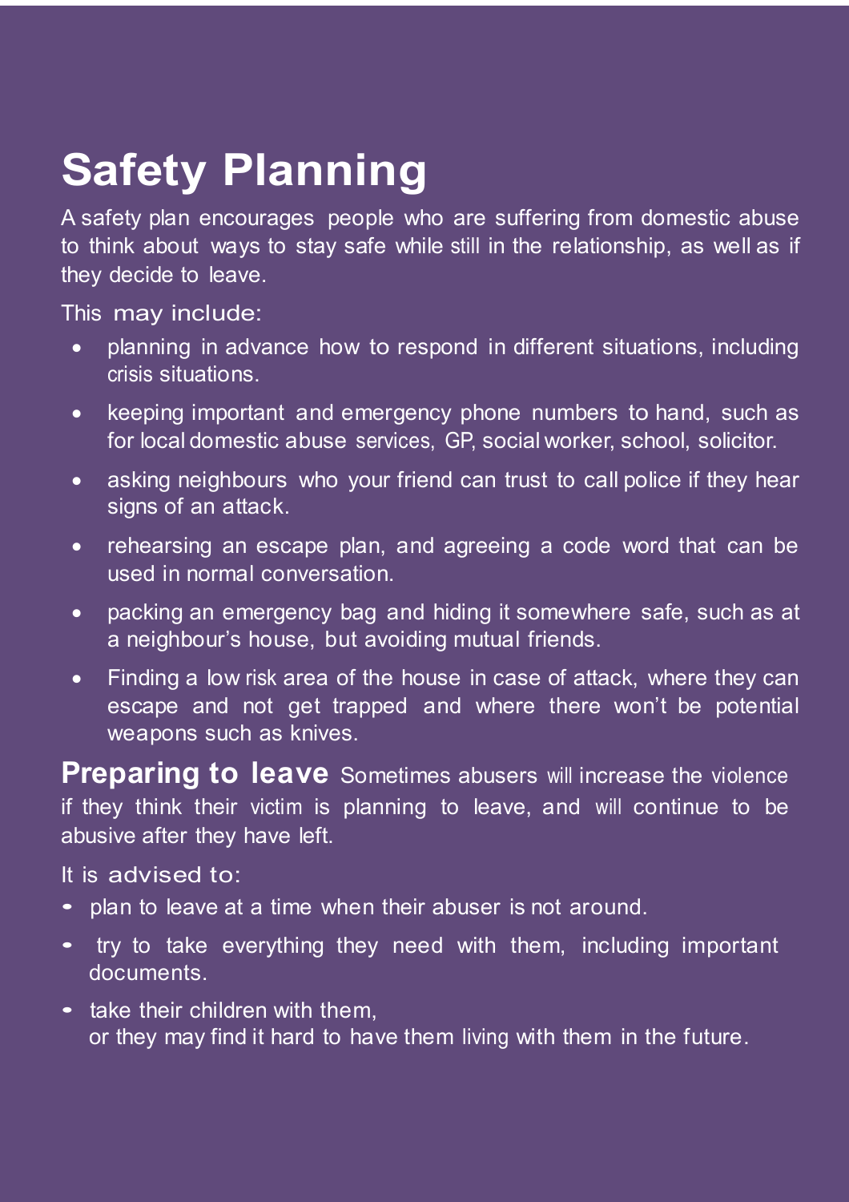# Safety Planning

A safety plan encourages people who are suffering from domestic abuse to think about ways to stay safe while still in the relationship, as well as if they decide to leave.

This may include:

- planning in advance how to respond in different situations, including crisis situations.
- keeping important and emergency phone numbers to hand, such as for local domestic abuse services, GP, social worker, school, solicitor.
- asking neighbours who your friend can trust to call police if they hear signs of an attack.
- rehearsing an escape plan, and agreeing a code word that can be used in normal conversation.
- packing an emergency bag and hiding it somewhere safe, such as at a neighbour's house, but avoiding mutual friends.
- Finding a low risk area of the house in case of attack, where they can escape and not get trapped and where there won't be potential weapons such as knives.

**Preparing to leave** Sometimes abusers will increase the violence if they think their victim is planning to leave, and will continue to be abusive after they have left.

It is advised to:

- plan to leave at a time when their abuser is not around.
- try to take everything they need with them, including important documents.
- take their children with them,
  or they may find it hard to have them living with them in the future.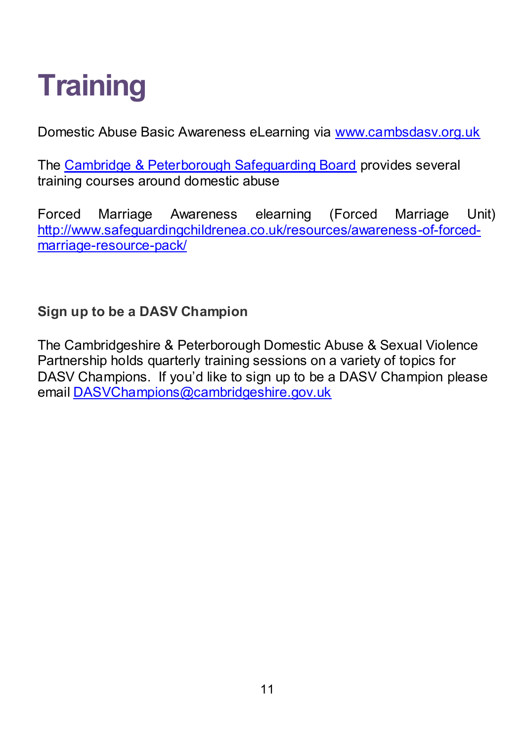# Training

Domestic Abuse Basic Awareness eLearning via [www.cambsdasv.org.uk](http://www.cambsdasv.org.uk)

The [Cambridge & Peterborough Safeguarding Board](#) provides several training courses around domestic abuse

Forced Marriage Awareness elearning (Forced Marriage Unit) [http://www.safeguardingchildrenea.co.uk/resources/awareness-of-forced-marriage-resource-pack/](http://www.safeguardingchildrenea.co.uk/resources/awareness-of-forced-marriage-resource-pack/)

**Sign up to be a DASV Champion**

The Cambridgeshire & Peterborough Domestic Abuse & Sexual Violence Partnership holds quarterly training sessions on a variety of topics for DASV Champions. If you'd like to sign up to be a DASV Champion please email [DASVChampions@cambridgeshire.gov.uk](mailto:DASVChampions@cambridgeshire.gov.uk)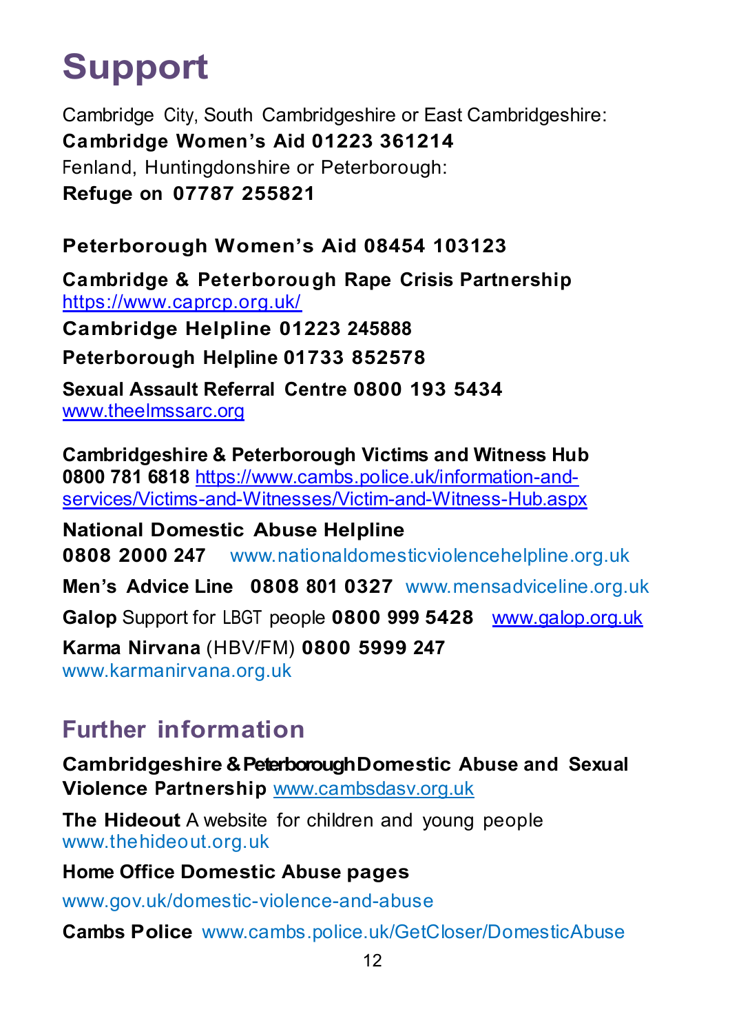# Support

Cambridge City, South Cambridgeshire or East Cambridgeshire:
**Cambridge Women's Aid 01223 361214**
Fenland, Huntingdonshire or Peterborough:
**Refuge on 07787 255821**

**Peterborough Women's Aid 08454 103123**

**Cambridge & Peterborough Rape Crisis Partnership**
https://www.caprcp.org.uk/

**Cambridge Helpline 01223 245888**

**Peterborough Helpline 01733 852578**

**Sexual Assault Referral Centre 0800 193 5434**
www.theelmssarc.org

**Cambridgeshire & Peterborough Victims and Witness Hub 0800 781 6818** https://www.cambs.police.uk/information-and-services/Victims-and-Witnesses/Victim-and-Witness-Hub.aspx

**National Domestic Abuse Helpline**
**0808 2000 247** www.nationaldomesticviolencehelpline.org.uk

**Men's Advice Line 0808 801 0327** www.mensadviceline.org.uk

**Galop** Support for LBGT people **0800 999 5428** www.galop.org.uk

**Karma Nirvana** (HBV/FM) **0800 5999 247**
www.karmanirvana.org.uk

## Further information

**Cambridgeshire & Peterborough Domestic Abuse and Sexual Violence Partnership** www.cambsdasv.org.uk

**The Hideout** A website for children and young people
www.thehideout.org.uk

**Home Office Domestic Abuse pages**

www.gov.uk/domestic-violence-and-abuse

**Cambs Police** www.cambs.police.uk/GetCloser/DomesticAbuse